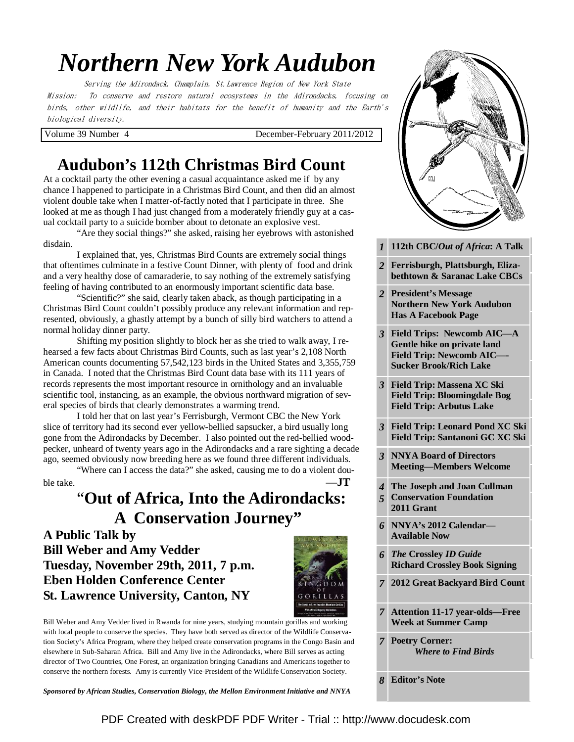# *Northern New York Audubon*

Serving the Adirondack, Champlain, St.Lawrence Region of New York State

Mission: To conserve and restore natural ecosystems in the Adirondacks, focusing on birds, other wildlife, and their habitats for the benefit of humanity and the Earth's biological diversity.

Volume 39 Number 4 — December-February 2011/2012

## Audubon's 112th Christmas Bird Count

At a cocktail party the other evening a casual acquaintance asked me if by any chance I happened to participate in a Christmas Bird Count, and then did an almost violent double take when I matter-of-factly noted that I participate in three. She looked at me as though I had just changed from a moderately friendly guy at a casual cocktail party to a suicide bomber about to detonate an explosive vest.

"Are they social things?" she asked, raising her eyebrows with astonished disdain.

I explained that, yes, Christmas Bird Counts are extremely social things that oftentimes culminate in a festive Count Dinner, with plenty of food and drink and a very healthy dose of camaraderie, to say nothing of the extremely satisfying feeling of having contributed to an enormously important scientific data base.

"Scientific?" she said, clearly taken aback, as though participating in a Christmas Bird Count couldn't possibly produce any relevant information and represented, obviously, a ghastly attempt by a bunch of silly bird watchers to attend a normal holiday dinner party.

Shifting my position slightly to block her as she tried to walk away, I rehearsed a few facts about Christmas Bird Counts, such as last year's 2,108 North American counts documenting 57,542,123 birds in the United States and 3,355,759 in Canada. I noted that the Christmas Bird Count data base with its 111 years of records represents the most important resource in ornithology and an invaluable scientific tool, instancing, as an example, the obvious northward migration of several species of birds that clearly demonstrates a warming trend.

I told her that on last year's Ferrisburgh, Vermont CBC the New York slice of territory had its second ever yellow-bellied sapsucker, a bird usually long gone from the Adirondacks by December. I also pointed out the red-bellied woodpecker, unheard of twenty years ago in the Adirondacks and a rare sighting a decade ago, seemed obviously now breeding here as we found three different individuals.

"Where can I access the data?" she asked, causing me to do a violent double take. **—JT**

## "Out of Africa, Into the Adirondacks: A Conservation Journey"

**A Public Talk by**
**Bill Weber and Amy Vedder**
**Tuesday, November 29th, 2011, 7 p.m.**
**Eben Holden Conference Center**
**St. Lawrence University, Canton, NY**

Bill Weber and Amy Vedder lived in Rwanda for nine years, studying mountain gorillas and working with local people to conserve the species. They have both served as director of the Wildlife Conservation Society's Africa Program, where they helped create conservation programs in the Congo Basin and elsewhere in Sub-Saharan Africa. Bill and Amy live in the Adirondacks, where Bill serves as acting director of Two Countries, One Forest, an organization bringing Canadians and Americans together to conserve the northern forests. Amy is currently Vice-President of the Wildlife Conservation Society.

***Sponsored by African Studies, Conservation Biology, the Mellon Environment Initiative and NNYA***

| Page | Contents |
|---|---|
| *1* | **112th CBC/*Out of Africa*: A Talk** |
| *2* | **Ferrisburgh, Plattsburgh, Elizabethtown & Saranac Lake CBCs** |
| *2* | **President's Message**<br>**Northern New York Audubon Has A Facebook Page** |
| *3* | **Field Trips: Newcomb AIC—A Gentle hike on private land**<br>**Field Trip: Newcomb AIC—-Sucker Brook/Rich Lake** |
| *3* | **Field Trip: Massena XC Ski**<br>**Field Trip: Bloomingdale Bog**<br>**Field Trip: Arbutus Lake** |
| *3* | **Field Trip: Leonard Pond XC Ski**<br>**Field Trip: Santanoni GC XC Ski** |
| *3* | **NNYA Board of Directors Meeting—Members Welcome** |
| *4*<br>*5* | **The Joseph and Joan Cullman Conservation Foundation 2011 Grant** |
| *6* | **NNYA's 2012 Calendar—Available Now** |
| *6* | ***The* Crossley *ID Guide***<br>**Richard Crossley Book Signing** |
| *7* | **2012 Great Backyard Bird Count** |
| *7* | **Attention 11-17 year-olds—Free Week at Summer Camp** |
| *7* | **Poetry Corner:** ***Where to Find Birds*** |
| *8* | **Editor's Note** |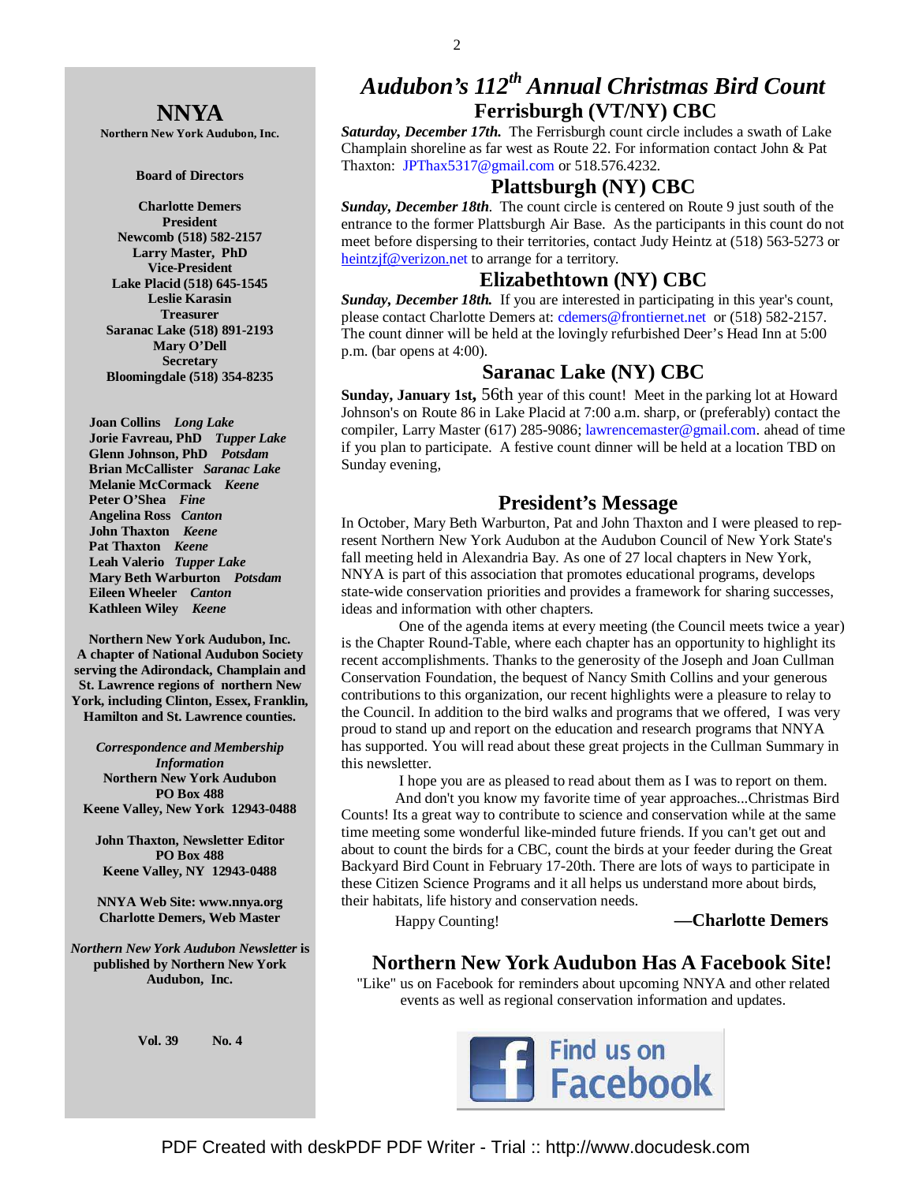# Audubon's 112th Annual Christmas Bird Count

## Ferrisburgh (VT/NY) CBC

***Saturday, December 17th.*** The Ferrisburgh count circle includes a swath of Lake Champlain shoreline as far west as Route 22. For information contact John & Pat Thaxton: JPThax5317@gmail.com or 518.576.4232.

## Plattsburgh (NY) CBC

***Sunday, December 18th.*** The count circle is centered on Route 9 just south of the entrance to the former Plattsburgh Air Base. As the participants in this count do not meet before dispersing to their territories, contact Judy Heintz at (518) 563-5273 or heintzjf@verizon.net to arrange for a territory.

## Elizabethtown (NY) CBC

***Sunday, December 18th.*** If you are interested in participating in this year's count, please contact Charlotte Demers at: cdemers@frontiernet.net or (518) 582-2157. The count dinner will be held at the lovingly refurbished Deer's Head Inn at 5:00 p.m. (bar opens at 4:00).

## Saranac Lake (NY) CBC

**Sunday, January 1st,** 56th year of this count! Meet in the parking lot at Howard Johnson's on Route 86 in Lake Placid at 7:00 a.m. sharp, or (preferably) contact the compiler, Larry Master (617) 285-9086; lawrencemaster@gmail.com. ahead of time if you plan to participate. A festive count dinner will be held at a location TBD on Sunday evening,

## President's Message

In October, Mary Beth Warburton, Pat and John Thaxton and I were pleased to represent Northern New York Audubon at the Audubon Council of New York State's fall meeting held in Alexandria Bay. As one of 27 local chapters in New York, NNYA is part of this association that promotes educational programs, develops state-wide conservation priorities and provides a framework for sharing successes, ideas and information with other chapters.

One of the agenda items at every meeting (the Council meets twice a year) is the Chapter Round-Table, where each chapter has an opportunity to highlight its recent accomplishments. Thanks to the generosity of the Joseph and Joan Cullman Conservation Foundation, the bequest of Nancy Smith Collins and your generous contributions to this organization, our recent highlights were a pleasure to relay to the Council. In addition to the bird walks and programs that we offered, I was very proud to stand up and report on the education and research programs that NNYA has supported. You will read about these great projects in the Cullman Summary in this newsletter.

I hope you are as pleased to read about them as I was to report on them.

And don't you know my favorite time of year approaches...Christmas Bird Counts! Its a great way to contribute to science and conservation while at the same time meeting some wonderful like-minded future friends. If you can't get out and about to count the birds for a CBC, count the birds at your feeder during the Great Backyard Bird Count in February 17-20th. There are lots of ways to participate in these Citizen Science Programs and it all helps us understand more about birds, their habitats, life history and conservation needs.

Happy Counting!

**—Charlotte Demers**

## Northern New York Audubon Has A Facebook Site!

"Like" us on Facebook for reminders about upcoming NNYA and other related events as well as regional conservation information and updates.

Find us on Facebook

---

# NNYA

**Northern New York Audubon, Inc.**

**Board of Directors**

**Charlotte Demers**
**President**
**Newcomb (518) 582-2157**
**Larry Master, PhD**
**Vice-President**
**Lake Placid (518) 645-1545**
**Leslie Karasin**
**Treasurer**
**Saranac Lake (518) 891-2193**
**Mary O'Dell**
**Secretary**
**Bloomingdale (518) 354-8235**

**Joan Collins** ***Long Lake***
**Jorie Favreau, PhD** ***Tupper Lake***
**Glenn Johnson, PhD** ***Potsdam***
**Brian McCallister** ***Saranac Lake***
**Melanie McCormack** ***Keene***
**Peter O'Shea** ***Fine***
**Angelina Ross** ***Canton***
**John Thaxton** ***Keene***
**Pat Thaxton** ***Keene***
**Leah Valerio** ***Tupper Lake***
**Mary Beth Warburton** ***Potsdam***
**Eileen Wheeler** ***Canton***
**Kathleen Wiley** ***Keene***

**Northern New York Audubon, Inc.**
**A chapter of National Audubon Society serving the Adirondack, Champlain and St. Lawrence regions of northern New York, including Clinton, Essex, Franklin, Hamilton and St. Lawrence counties.**

***Correspondence and Membership Information***
**Northern New York Audubon**
**PO Box 488**
**Keene Valley, New York 12943-0488**

**John Thaxton, Newsletter Editor**
**PO Box 488**
**Keene Valley, NY 12943-0488**

**NNYA Web Site: www.nnya.org**
**Charlotte Demers, Web Master**

***Northern New York Audubon Newsletter*** **is published by Northern New York Audubon, Inc.**

**Vol. 39 No. 4**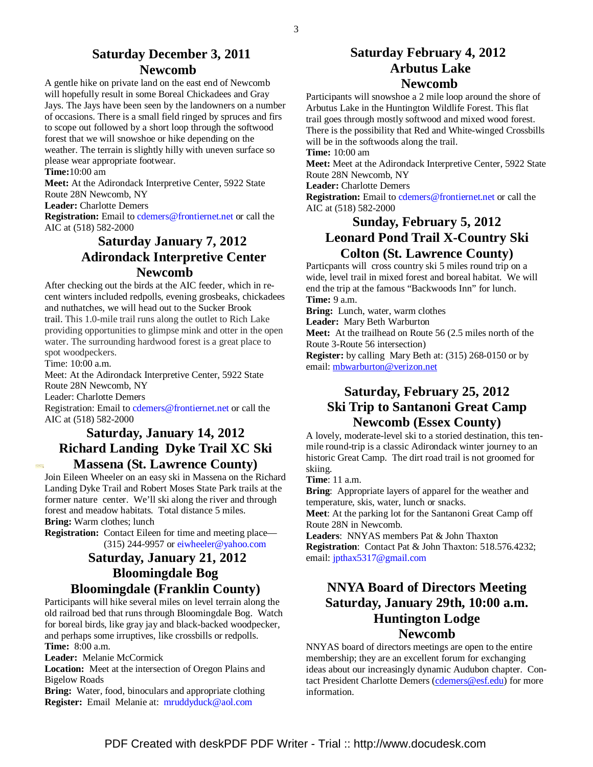## Saturday December 3, 2011
## Newcomb

A gentle hike on private land on the east end of Newcomb will hopefully result in some Boreal Chickadees and Gray Jays. The Jays have been seen by the landowners on a number of occasions. There is a small field ringed by spruces and firs to scope out followed by a short loop through the softwood forest that we will snowshoe or hike depending on the weather. The terrain is slightly hilly with uneven surface so please wear appropriate footwear.

**Time:**10:00 am

**Meet:** At the Adirondack Interpretive Center, 5922 State Route 28N Newcomb, NY

**Leader:** Charlotte Demers

**Registration:** Email to cdemers@frontiernet.net or call the AIC at (518) 582-2000

## Saturday January 7, 2012
## Adirondack Interpretive Center
## Newcomb

After checking out the birds at the AIC feeder, which in recent winters included redpolls, evening grosbeaks, chickadees and nuthatches, we will head out to the Sucker Brook trail. This 1.0-mile trail runs along the outlet to Rich Lake providing opportunities to glimpse mink and otter in the open water. The surrounding hardwood forest is a great place to spot woodpeckers.

Time: 10:00 a.m.

Meet: At the Adirondack Interpretive Center, 5922 State Route 28N Newcomb, NY

Leader: Charlotte Demers

Registration: Email to cdemers@frontiernet.net or call the AIC at (518) 582-2000

## Saturday, January 14, 2012
## Richard Landing Dyke Trail XC Ski
## Massena (St. Lawrence County)

Join Eileen Wheeler on an easy ski in Massena on the Richard Landing Dyke Trail and Robert Moses State Park trails at the former nature center. We'll ski along the river and through forest and meadow habitats. Total distance 5 miles.

**Bring:** Warm clothes; lunch

**Registration:** Contact Eileen for time and meeting place—(315) 244-9957 or eiwheeler@yahoo.com

## Saturday, January 21, 2012
## Bloomingdale Bog
## Bloomingdale (Franklin County)

Participants will hike several miles on level terrain along the old railroad bed that runs through Bloomingdale Bog. Watch for boreal birds, like gray jay and black-backed woodpecker, and perhaps some irruptives, like crossbills or redpolls.

**Time:** 8:00 a.m.

**Leader:** Melanie McCormick

**Location:** Meet at the intersection of Oregon Plains and Bigelow Roads

**Bring:** Water, food, binoculars and appropriate clothing

**Register:** Email Melanie at: mruddyduck@aol.com

## Saturday February 4, 2012
## Arbutus Lake
## Newcomb

Participants will snowshoe a 2 mile loop around the shore of Arbutus Lake in the Huntington Wildlife Forest. This flat trail goes through mostly softwood and mixed wood forest. There is the possibility that Red and White-winged Crossbills will be in the softwoods along the trail.

**Time:** 10:00 am

**Meet:** Meet at the Adirondack Interpretive Center, 5922 State Route 28N Newcomb, NY

**Leader:** Charlotte Demers

**Registration:** Email to cdemers@frontiernet.net or call the AIC at (518) 582-2000

## Sunday, February 5, 2012
## Leonard Pond Trail X-Country Ski
## Colton (St. Lawrence County)

Particpants will cross country ski 5 miles round trip on a wide, level trail in mixed forest and boreal habitat. We will end the trip at the famous "Backwoods Inn" for lunch.

**Time:** 9 a.m.

**Bring:** Lunch, water, warm clothes

**Leader:** Mary Beth Warburton

**Meet:** At the trailhead on Route 56 (2.5 miles north of the Route 3-Route 56 intersection)

**Register:** by calling Mary Beth at: (315) 268-0150 or by email: mbwarburton@verizon.net

## Saturday, February 25, 2012
## Ski Trip to Santanoni Great Camp
## Newcomb (Essex County)

A lovely, moderate-level ski to a storied destination, this ten-mile round-trip is a classic Adirondack winter journey to an historic Great Camp. The dirt road trail is not groomed for skiing.

**Time**: 11 a.m.

**Bring**: Appropriate layers of apparel for the weather and temperature, skis, water, lunch or snacks.

**Meet**: At the parking lot for the Santanoni Great Camp off Route 28N in Newcomb.

**Leaders**: NNYAS members Pat & John Thaxton

**Registration**: Contact Pat & John Thaxton: 518.576.4232; email: jpthax5317@gmail.com

## NNYA Board of Directors Meeting
## Saturday, January 29th, 10:00 a.m.
## Huntington Lodge
## Newcomb

NNYAS board of directors meetings are open to the entire membership; they are an excellent forum for exchanging ideas about our increasingly dynamic Audubon chapter. Contact President Charlotte Demers (cdemers@esf.edu) for more information.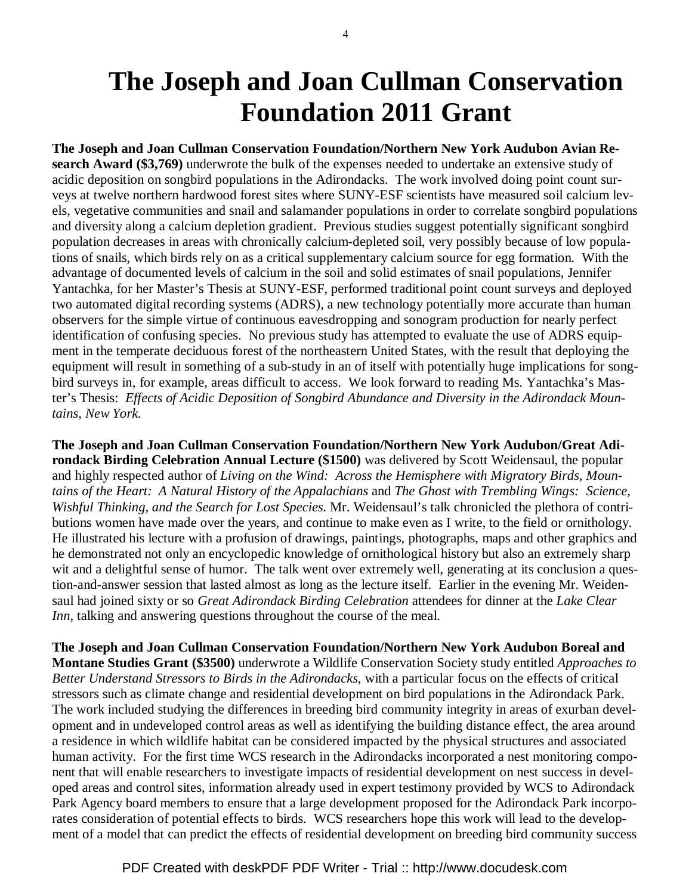# The Joseph and Joan Cullman Conservation Foundation 2011 Grant

**The Joseph and Joan Cullman Conservation Foundation/Northern New York Audubon Avian Research Award ($3,769)** underwrote the bulk of the expenses needed to undertake an extensive study of acidic deposition on songbird populations in the Adirondacks. The work involved doing point count surveys at twelve northern hardwood forest sites where SUNY-ESF scientists have measured soil calcium levels, vegetative communities and snail and salamander populations in order to correlate songbird populations and diversity along a calcium depletion gradient. Previous studies suggest potentially significant songbird population decreases in areas with chronically calcium-depleted soil, very possibly because of low populations of snails, which birds rely on as a critical supplementary calcium source for egg formation. With the advantage of documented levels of calcium in the soil and solid estimates of snail populations, Jennifer Yantachka, for her Master's Thesis at SUNY-ESF, performed traditional point count surveys and deployed two automated digital recording systems (ADRS), a new technology potentially more accurate than human observers for the simple virtue of continuous eavesdropping and sonogram production for nearly perfect identification of confusing species. No previous study has attempted to evaluate the use of ADRS equipment in the temperate deciduous forest of the northeastern United States, with the result that deploying the equipment will result in something of a sub-study in an of itself with potentially huge implications for songbird surveys in, for example, areas difficult to access. We look forward to reading Ms. Yantachka's Master's Thesis: *Effects of Acidic Deposition of Songbird Abundance and Diversity in the Adirondack Mountains, New York.*

**The Joseph and Joan Cullman Conservation Foundation/Northern New York Audubon/Great Adirondack Birding Celebration Annual Lecture ($1500)** was delivered by Scott Weidensaul, the popular and highly respected author of *Living on the Wind: Across the Hemisphere with Migratory Birds, Mountains of the Heart: A Natural History of the Appalachians* and *The Ghost with Trembling Wings: Science, Wishful Thinking, and the Search for Lost Species.* Mr. Weidensaul's talk chronicled the plethora of contributions women have made over the years, and continue to make even as I write, to the field or ornithology. He illustrated his lecture with a profusion of drawings, paintings, photographs, maps and other graphics and he demonstrated not only an encyclopedic knowledge of ornithological history but also an extremely sharp wit and a delightful sense of humor. The talk went over extremely well, generating at its conclusion a question-and-answer session that lasted almost as long as the lecture itself. Earlier in the evening Mr. Weidensaul had joined sixty or so *Great Adirondack Birding Celebration* attendees for dinner at the *Lake Clear Inn*, talking and answering questions throughout the course of the meal.

**The Joseph and Joan Cullman Conservation Foundation/Northern New York Audubon Boreal and Montane Studies Grant ($3500)** underwrote a Wildlife Conservation Society study entitled *Approaches to Better Understand Stressors to Birds in the Adirondacks*, with a particular focus on the effects of critical stressors such as climate change and residential development on bird populations in the Adirondack Park. The work included studying the differences in breeding bird community integrity in areas of exurban development and in undeveloped control areas as well as identifying the building distance effect, the area around a residence in which wildlife habitat can be considered impacted by the physical structures and associated human activity. For the first time WCS research in the Adirondacks incorporated a nest monitoring component that will enable researchers to investigate impacts of residential development on nest success in developed areas and control sites, information already used in expert testimony provided by WCS to Adirondack Park Agency board members to ensure that a large development proposed for the Adirondack Park incorporates consideration of potential effects to birds. WCS researchers hope this work will lead to the development of a model that can predict the effects of residential development on breeding bird community success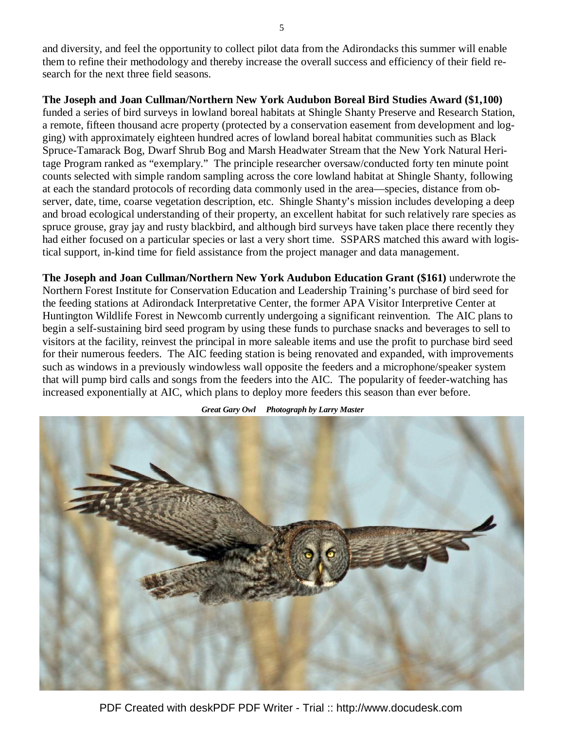and diversity, and feel the opportunity to collect pilot data from the Adirondacks this summer will enable them to refine their methodology and thereby increase the overall success and efficiency of their field research for the next three field seasons.

**The Joseph and Joan Cullman/Northern New York Audubon Boreal Bird Studies Award ($1,100)** funded a series of bird surveys in lowland boreal habitats at Shingle Shanty Preserve and Research Station, a remote, fifteen thousand acre property (protected by a conservation easement from development and logging) with approximately eighteen hundred acres of lowland boreal habitat communities such as Black Spruce-Tamarack Bog, Dwarf Shrub Bog and Marsh Headwater Stream that the New York Natural Heritage Program ranked as "exemplary." The principle researcher oversaw/conducted forty ten minute point counts selected with simple random sampling across the core lowland habitat at Shingle Shanty, following at each the standard protocols of recording data commonly used in the area—species, distance from observer, date, time, coarse vegetation description, etc. Shingle Shanty's mission includes developing a deep and broad ecological understanding of their property, an excellent habitat for such relatively rare species as spruce grouse, gray jay and rusty blackbird, and although bird surveys have taken place there recently they had either focused on a particular species or last a very short time. SSPARS matched this award with logistical support, in-kind time for field assistance from the project manager and data management.

**The Joseph and Joan Cullman/Northern New York Audubon Education Grant ($161)** underwrote the Northern Forest Institute for Conservation Education and Leadership Training's purchase of bird seed for the feeding stations at Adirondack Interpretative Center, the former APA Visitor Interpretive Center at Huntington Wildlife Forest in Newcomb currently undergoing a significant reinvention. The AIC plans to begin a self-sustaining bird seed program by using these funds to purchase snacks and beverages to sell to visitors at the facility, reinvest the principal in more saleable items and use the profit to purchase bird seed for their numerous feeders. The AIC feeding station is being renovated and expanded, with improvements such as windows in a previously windowless wall opposite the feeders and a microphone/speaker system that will pump bird calls and songs from the feeders into the AIC. The popularity of feeder-watching has increased exponentially at AIC, which plans to deploy more feeders this season than ever before.

***Great Gary Owl     Photograph by Larry Master***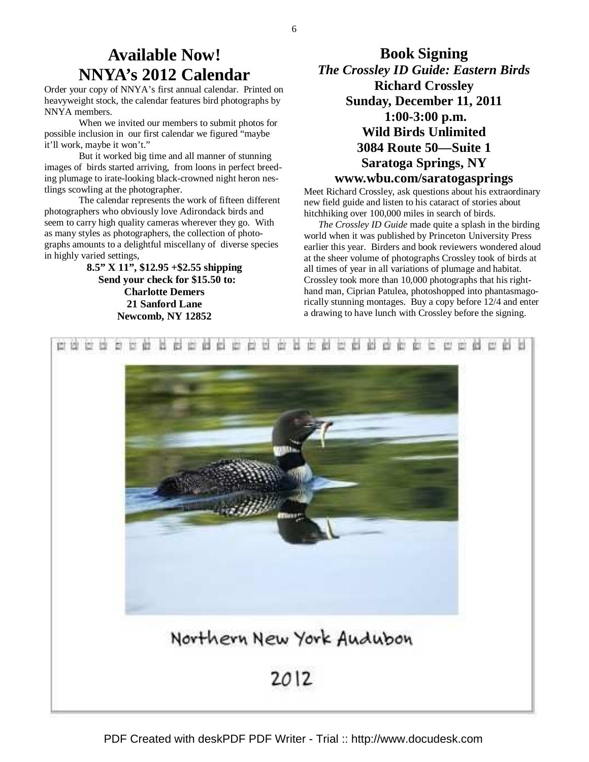# Available Now! NNYA's 2012 Calendar

Order your copy of NNYA's first annual calendar. Printed on heavyweight stock, the calendar features bird photographs by NNYA members.

When we invited our members to submit photos for possible inclusion in our first calendar we figured "maybe it'll work, maybe it won't."

But it worked big time and all manner of stunning images of birds started arriving, from loons in perfect breeding plumage to irate-looking black-crowned night heron nestlings scowling at the photographer.

The calendar represents the work of fifteen different photographers who obviously love Adirondack birds and seem to carry high quality cameras wherever they go. With as many styles as photographers, the collection of photographs amounts to a delightful miscellany of diverse species in highly varied settings,

**8.5" X 11", $12.95 +$2.55 shipping**
**Send your check for $15.50 to:**
**Charlotte Demers**
**21 Sanford Lane**
**Newcomb, NY 12852**

# Book Signing

***The Crossley ID Guide: Eastern Birds***

**Richard Crossley**
**Sunday, December 11, 2011**
**1:00-3:00 p.m.**
**Wild Birds Unlimited**
**3084 Route 50—Suite 1**
**Saratoga Springs, NY**
**www.wbu.com/saratogasprings**

Meet Richard Crossley, ask questions about his extraordinary new field guide and listen to his cataract of stories about hitchhiking over 100,000 miles in search of birds.

*The Crossley ID Guide* made quite a splash in the birding world when it was published by Princeton University Press earlier this year. Birders and book reviewers wondered aloud at the sheer volume of photographs Crossley took of birds at all times of year in all variations of plumage and habitat. Crossley took more than 10,000 photographs that his right-hand man, Ciprian Patulea, photoshopped into phantasmagorically stunning montages. Buy a copy before 12/4 and enter a drawing to have lunch with Crossley before the signing.

Northern New York Audubon

2012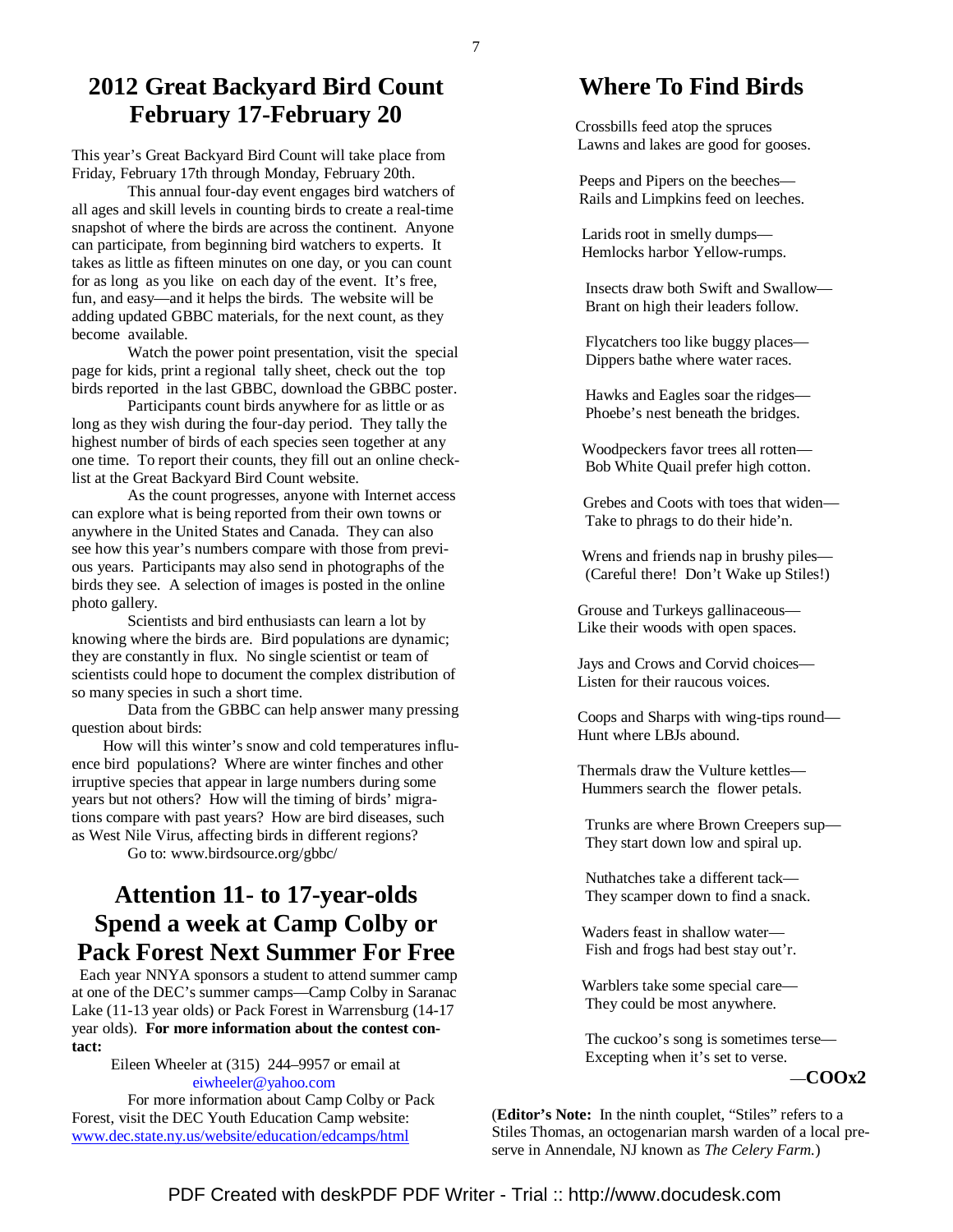## 2012 Great Backyard Bird Count February 17-February 20

This year's Great Backyard Bird Count will take place from Friday, February 17th through Monday, February 20th.

This annual four-day event engages bird watchers of all ages and skill levels in counting birds to create a real-time snapshot of where the birds are across the continent. Anyone can participate, from beginning bird watchers to experts. It takes as little as fifteen minutes on one day, or you can count for as long as you like on each day of the event. It's free, fun, and easy—and it helps the birds. The website will be adding updated GBBC materials, for the next count, as they become available.

Watch the power point presentation, visit the special page for kids, print a regional tally sheet, check out the top birds reported in the last GBBC, download the GBBC poster.

Participants count birds anywhere for as little or as long as they wish during the four-day period. They tally the highest number of birds of each species seen together at any one time. To report their counts, they fill out an online checklist at the Great Backyard Bird Count website.

As the count progresses, anyone with Internet access can explore what is being reported from their own towns or anywhere in the United States and Canada. They can also see how this year's numbers compare with those from previous years. Participants may also send in photographs of the birds they see. A selection of images is posted in the online photo gallery.

Scientists and bird enthusiasts can learn a lot by knowing where the birds are. Bird populations are dynamic; they are constantly in flux. No single scientist or team of scientists could hope to document the complex distribution of so many species in such a short time.

Data from the GBBC can help answer many pressing question about birds:

How will this winter's snow and cold temperatures influence bird populations? Where are winter finches and other irruptive species that appear in large numbers during some years but not others? How will the timing of birds' migrations compare with past years? How are bird diseases, such as West Nile Virus, affecting birds in different regions?

Go to: www.birdsource.org/gbbc/

## Attention 11- to 17-year-olds Spend a week at Camp Colby or Pack Forest Next Summer For Free

Each year NNYA sponsors a student to attend summer camp at one of the DEC's summer camps—Camp Colby in Saranac Lake (11-13 year olds) or Pack Forest in Warrensburg (14-17 year olds). **For more information about the contest contact:**

Eileen Wheeler at (315) 244–9957 or email at eiwheeler@yahoo.com

For more information about Camp Colby or Pack Forest, visit the DEC Youth Education Camp website: www.dec.state.ny.us/website/education/edcamps/html

## Where To Find Birds

Crossbills feed atop the spruces
Lawns and lakes are good for gooses.

Peeps and Pipers on the beeches—
Rails and Limpkins feed on leeches.

Larids root in smelly dumps—
Hemlocks harbor Yellow-rumps.

Insects draw both Swift and Swallow—
Brant on high their leaders follow.

Flycatchers too like buggy places—
Dippers bathe where water races.

Hawks and Eagles soar the ridges—
Phoebe's nest beneath the bridges.

Woodpeckers favor trees all rotten—
Bob White Quail prefer high cotton.

Grebes and Coots with toes that widen—
Take to phrags to do their hide'n.

Wrens and friends nap in brushy piles—
(Careful there! Don't Wake up Stiles!)

Grouse and Turkeys gallinaceous—
Like their woods with open spaces.

Jays and Crows and Corvid choices—
Listen for their raucous voices.

Coops and Sharps with wing-tips round—
Hunt where LBJs abound.

Thermals draw the Vulture kettles—
Hummers search the flower petals.

Trunks are where Brown Creepers sup—
They start down low and spiral up.

Nuthatches take a different tack—
They scamper down to find a snack.

Waders feast in shallow water—
Fish and frogs had best stay out'r.

Warblers take some special care—
They could be most anywhere.

The cuckoo's song is sometimes terse—
Excepting when it's set to verse.

—**COOx2**

(**Editor's Note:** In the ninth couplet, "Stiles" refers to a Stiles Thomas, an octogenarian marsh warden of a local preserve in Annendale, NJ known as *The Celery Farm.*)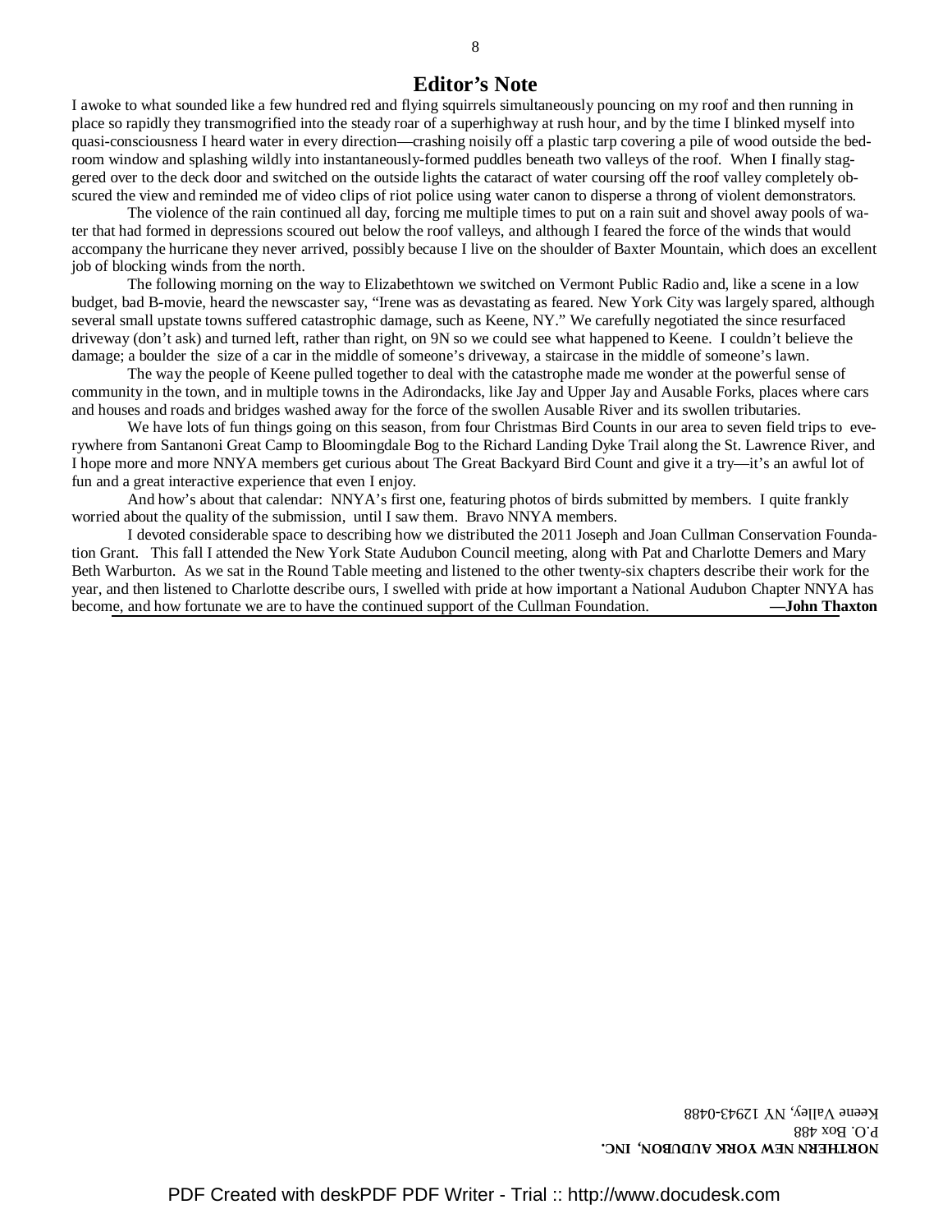## Editor's Note

I awoke to what sounded like a few hundred red and flying squirrels simultaneously pouncing on my roof and then running in place so rapidly they transmogrified into the steady roar of a superhighway at rush hour, and by the time I blinked myself into quasi-consciousness I heard water in every direction—crashing noisily off a plastic tarp covering a pile of wood outside the bedroom window and splashing wildly into instantaneously-formed puddles beneath two valleys of the roof. When I finally staggered over to the deck door and switched on the outside lights the cataract of water coursing off the roof valley completely obscured the view and reminded me of video clips of riot police using water canon to disperse a throng of violent demonstrators.

The violence of the rain continued all day, forcing me multiple times to put on a rain suit and shovel away pools of water that had formed in depressions scoured out below the roof valleys, and although I feared the force of the winds that would accompany the hurricane they never arrived, possibly because I live on the shoulder of Baxter Mountain, which does an excellent job of blocking winds from the north.

The following morning on the way to Elizabethtown we switched on Vermont Public Radio and, like a scene in a low budget, bad B-movie, heard the newscaster say, "Irene was as devastating as feared. New York City was largely spared, although several small upstate towns suffered catastrophic damage, such as Keene, NY." We carefully negotiated the since resurfaced driveway (don't ask) and turned left, rather than right, on 9N so we could see what happened to Keene. I couldn't believe the damage; a boulder the size of a car in the middle of someone's driveway, a staircase in the middle of someone's lawn.

The way the people of Keene pulled together to deal with the catastrophe made me wonder at the powerful sense of community in the town, and in multiple towns in the Adirondacks, like Jay and Upper Jay and Ausable Forks, places where cars and houses and roads and bridges washed away for the force of the swollen Ausable River and its swollen tributaries.

We have lots of fun things going on this season, from four Christmas Bird Counts in our area to seven field trips to everywhere from Santanoni Great Camp to Bloomingdale Bog to the Richard Landing Dyke Trail along the St. Lawrence River, and I hope more and more NNYA members get curious about The Great Backyard Bird Count and give it a try—it's an awful lot of fun and a great interactive experience that even I enjoy.

And how's about that calendar: NNYA's first one, featuring photos of birds submitted by members. I quite frankly worried about the quality of the submission, until I saw them. Bravo NNYA members.

I devoted considerable space to describing how we distributed the 2011 Joseph and Joan Cullman Conservation Foundation Grant. This fall I attended the New York State Audubon Council meeting, along with Pat and Charlotte Demers and Mary Beth Warburton. As we sat in the Round Table meeting and listened to the other twenty-six chapters describe their work for the year, and then listened to Charlotte describe ours, I swelled with pride at how important a National Audubon Chapter NNYA has become, and how fortunate we are to have the continued support of the Cullman Foundation. **—John Thaxton**

**NORTHERN NEW YORK AUDUBON, INC.**
P.O. Box 488
Keene Valley, NY 12943-0488